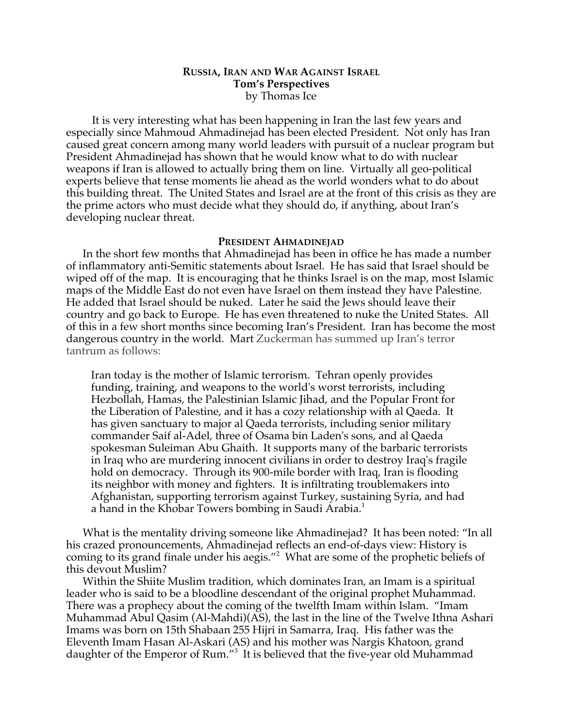# RUSSIA, IRAN AND WAR AGAINST ISRAEL

**Tom's Perspectives**

by Thomas Ice

It is very interesting what has been happening in Iran the last few years and especially since Mahmoud Ahmadinejad has been elected President. Not only has Iran caused great concern among many world leaders with pursuit of a nuclear program but President Ahmadinejad has shown that he would know what to do with nuclear weapons if Iran is allowed to actually bring them on line. Virtually all geo-political experts believe that tense moments lie ahead as the world wonders what to do about this building threat. The United States and Israel are at the front of this crisis as they are the prime actors who must decide what they should do, if anything, about Iran's developing nuclear threat.

## PRESIDENT AHMADINEJAD

In the short few months that Ahmadinejad has been in office he has made a number of inflammatory anti-Semitic statements about Israel. He has said that Israel should be wiped off of the map. It is encouraging that he thinks Israel is on the map, most Islamic maps of the Middle East do not even have Israel on them instead they have Palestine. He added that Israel should be nuked. Later he said the Jews should leave their country and go back to Europe. He has even threatened to nuke the United States. All of this in a few short months since becoming Iran's President. Iran has become the most dangerous country in the world. Mart Zuckerman has summed up Iran's terror tantrum as follows:

> Iran today is the mother of Islamic terrorism. Tehran openly provides funding, training, and weapons to the world's worst terrorists, including Hezbollah, Hamas, the Palestinian Islamic Jihad, and the Popular Front for the Liberation of Palestine, and it has a cozy relationship with al Qaeda. It has given sanctuary to major al Qaeda terrorists, including senior military commander Saif al-Adel, three of Osama bin Laden's sons, and al Qaeda spokesman Suleiman Abu Ghaith. It supports many of the barbaric terrorists in Iraq who are murdering innocent civilians in order to destroy Iraq's fragile hold on democracy. Through its 900-mile border with Iraq, Iran is flooding its neighbor with money and fighters. It is infiltrating troublemakers into Afghanistan, supporting terrorism against Turkey, sustaining Syria, and had a hand in the Khobar Towers bombing in Saudi Arabia.[1]

What is the mentality driving someone like Ahmadinejad? It has been noted: "In all his crazed pronouncements, Ahmadinejad reflects an end-of-days view: History is coming to its grand finale under his aegis."[2] What are some of the prophetic beliefs of this devout Muslim?

Within the Shiite Muslim tradition, which dominates Iran, an Imam is a spiritual leader who is said to be a bloodline descendant of the original prophet Muhammad. There was a prophecy about the coming of the twelfth Imam within Islam. "Imam Muhammad Abul Qasim (Al-Mahdi)(AS), the last in the line of the Twelve Ithna Ashari Imams was born on 15th Shabaan 255 Hijri in Samarra, Iraq. His father was the Eleventh Imam Hasan Al-Askari (AS) and his mother was Nargis Khatoon, grand daughter of the Emperor of Rum."[3] It is believed that the five-year old Muhammad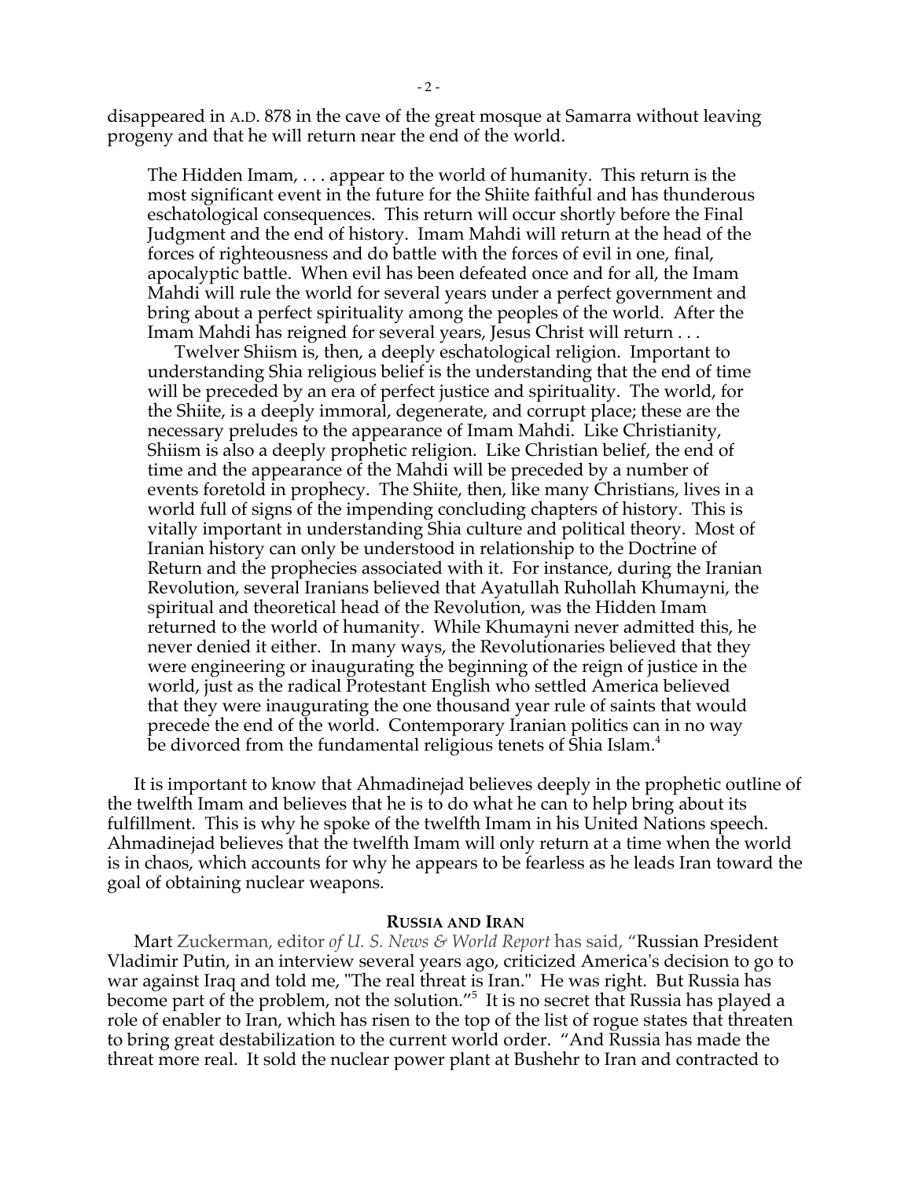disappeared in A.D. 878 in the cave of the great mosque at Samarra without leaving progeny and that he will return near the end of the world.

> The Hidden Imam, . . . appear to the world of humanity. This return is the most significant event in the future for the Shiite faithful and has thunderous eschatological consequences. This return will occur shortly before the Final Judgment and the end of history. Imam Mahdi will return at the head of the forces of righteousness and do battle with the forces of evil in one, final, apocalyptic battle. When evil has been defeated once and for all, the Imam Mahdi will rule the world for several years under a perfect government and bring about a perfect spirituality among the peoples of the world. After the Imam Mahdi has reigned for several years, Jesus Christ will return . . .
>
> Twelver Shiism is, then, a deeply eschatological religion. Important to understanding Shia religious belief is the understanding that the end of time will be preceded by an era of perfect justice and spirituality. The world, for the Shiite, is a deeply immoral, degenerate, and corrupt place; these are the necessary preludes to the appearance of Imam Mahdi. Like Christianity, Shiism is also a deeply prophetic religion. Like Christian belief, the end of time and the appearance of the Mahdi will be preceded by a number of events foretold in prophecy. The Shiite, then, like many Christians, lives in a world full of signs of the impending concluding chapters of history. This is vitally important in understanding Shia culture and political theory. Most of Iranian history can only be understood in relationship to the Doctrine of Return and the prophecies associated with it. For instance, during the Iranian Revolution, several Iranians believed that Ayatullah Ruhollah Khumayni, the spiritual and theoretical head of the Revolution, was the Hidden Imam returned to the world of humanity. While Khumayni never admitted this, he never denied it either. In many ways, the Revolutionaries believed that they were engineering or inaugurating the beginning of the reign of justice in the world, just as the radical Protestant English who settled America believed that they were inaugurating the one thousand year rule of saints that would precede the end of the world. Contemporary Iranian politics can in no way be divorced from the fundamental religious tenets of Shia Islam.[4]

It is important to know that Ahmadinejad believes deeply in the prophetic outline of the twelfth Imam and believes that he is to do what he can to help bring about its fulfillment. This is why he spoke of the twelfth Imam in his United Nations speech. Ahmadinejad believes that the twelfth Imam will only return at a time when the world is in chaos, which accounts for why he appears to be fearless as he leads Iran toward the goal of obtaining nuclear weapons.

## RUSSIA AND IRAN

Mart Zuckerman, editor *of U. S. News & World Report* has said, "Russian President Vladimir Putin, in an interview several years ago, criticized America's decision to go to war against Iraq and told me, "The real threat is Iran." He was right. But Russia has become part of the problem, not the solution."[5] It is no secret that Russia has played a role of enabler to Iran, which has risen to the top of the list of rogue states that threaten to bring great destabilization to the current world order. "And Russia has made the threat more real. It sold the nuclear power plant at Bushehr to Iran and contracted to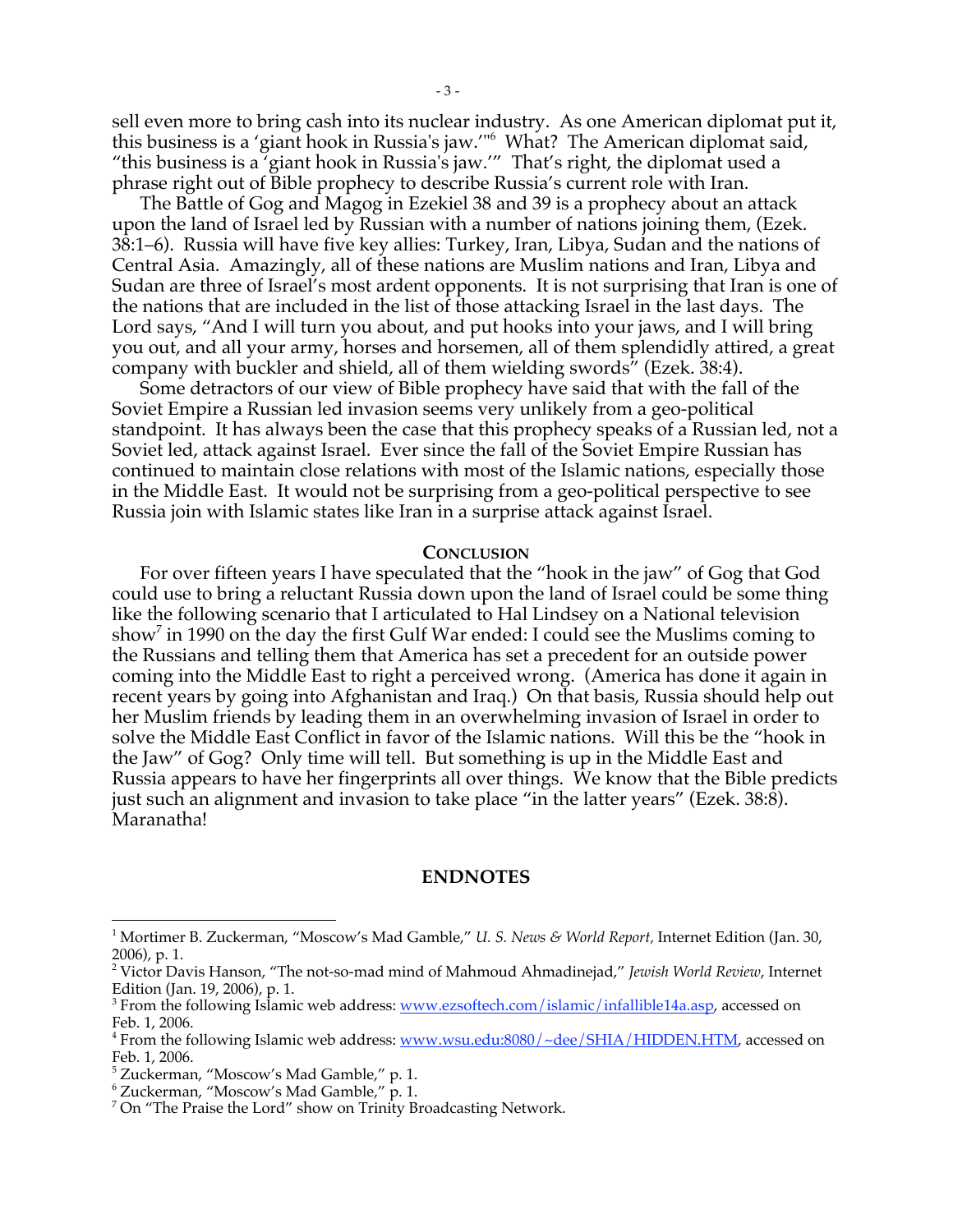sell even more to bring cash into its nuclear industry. As one American diplomat put it, this business is a 'giant hook in Russia's jaw.'"[6] What? The American diplomat said, "this business is a 'giant hook in Russia's jaw.'" That's right, the diplomat used a phrase right out of Bible prophecy to describe Russia's current role with Iran.

The Battle of Gog and Magog in Ezekiel 38 and 39 is a prophecy about an attack upon the land of Israel led by Russian with a number of nations joining them, (Ezek. 38:1–6). Russia will have five key allies: Turkey, Iran, Libya, Sudan and the nations of Central Asia. Amazingly, all of these nations are Muslim nations and Iran, Libya and Sudan are three of Israel's most ardent opponents. It is not surprising that Iran is one of the nations that are included in the list of those attacking Israel in the last days. The Lord says, "And I will turn you about, and put hooks into your jaws, and I will bring you out, and all your army, horses and horsemen, all of them splendidly attired, a great company with buckler and shield, all of them wielding swords" (Ezek. 38:4).

Some detractors of our view of Bible prophecy have said that with the fall of the Soviet Empire a Russian led invasion seems very unlikely from a geo-political standpoint. It has always been the case that this prophecy speaks of a Russian led, not a Soviet led, attack against Israel. Ever since the fall of the Soviet Empire Russian has continued to maintain close relations with most of the Islamic nations, especially those in the Middle East. It would not be surprising from a geo-political perspective to see Russia join with Islamic states like Iran in a surprise attack against Israel.

## Conclusion

For over fifteen years I have speculated that the "hook in the jaw" of Gog that God could use to bring a reluctant Russia down upon the land of Israel could be some thing like the following scenario that I articulated to Hal Lindsey on a National television show[7] in 1990 on the day the first Gulf War ended: I could see the Muslims coming to the Russians and telling them that America has set a precedent for an outside power coming into the Middle East to right a perceived wrong. (America has done it again in recent years by going into Afghanistan and Iraq.) On that basis, Russia should help out her Muslim friends by leading them in an overwhelming invasion of Israel in order to solve the Middle East Conflict in favor of the Islamic nations. Will this be the "hook in the Jaw" of Gog? Only time will tell. But something is up in the Middle East and Russia appears to have her fingerprints all over things. We know that the Bible predicts just such an alignment and invasion to take place "in the latter years" (Ezek. 38:8). Maranatha!

## ENDNOTES

[1] Mortimer B. Zuckerman, "Moscow's Mad Gamble," *U. S. News & World Report*, Internet Edition (Jan. 30, 2006), p. 1.

[2] Victor Davis Hanson, "The not-so-mad mind of Mahmoud Ahmadinejad," *Jewish World Review*, Internet Edition (Jan. 19, 2006), p. 1.

[3] From the following Islamic web address: www.ezsoftech.com/islamic/infallible14a.asp, accessed on Feb. 1, 2006.

[4] From the following Islamic web address: www.wsu.edu:8080/~dee/SHIA/HIDDEN.HTM, accessed on Feb. 1, 2006.

[5] Zuckerman, "Moscow's Mad Gamble," p. 1.

[6] Zuckerman, "Moscow's Mad Gamble," p. 1.

[7] On "The Praise the Lord" show on Trinity Broadcasting Network.